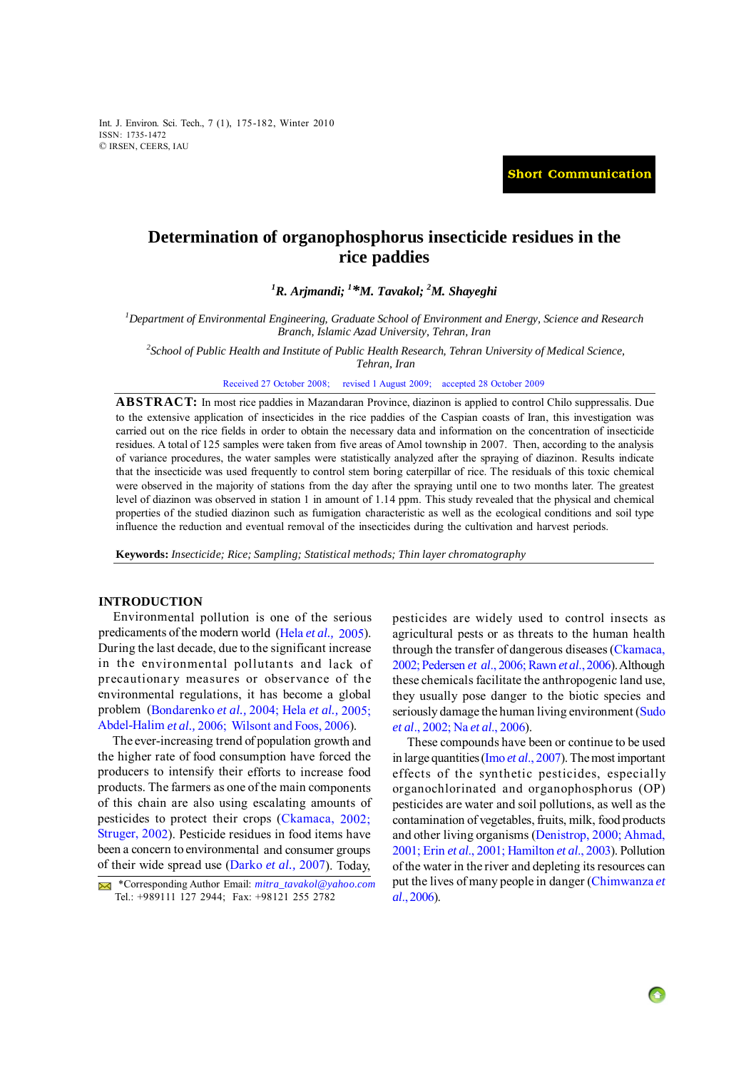**Short Communication**

# Determination of organophosphorus insecticide residues in the rice paddies

[1]R. Arjmandi; [1]*M. Tavakol; [2]M. Shayeghi

[1]Department of Environmental Engineering, Graduate School of Environment and Energy, Science and Research Branch, Islamic Azad University, Tehran, Iran

[2]School of Public Health and Institute of Public Health Research, Tehran University of Medical Science, Tehran, Iran

Received 27 October 2008; revised 1 August 2009; accepted 28 October 2009

**ABSTRACT:** In most rice paddies in Mazandaran Province, diazinon is applied to control Chilo suppressalis. Due to the extensive application of insecticides in the rice paddies of the Caspian coasts of Iran, this investigation was carried out on the rice fields in order to obtain the necessary data and information on the concentration of insecticide residues. A total of 125 samples were taken from five areas of Amol township in 2007. Then, according to the analysis of variance procedures, the water samples were statistically analyzed after the spraying of diazinon. Results indicate that the insecticide was used frequently to control stem boring caterpillar of rice. The residuals of this toxic chemical were observed in the majority of stations from the day after the spraying until one to two months later. The greatest level of diazinon was observed in station 1 in amount of 1.14 ppm. This study revealed that the physical and chemical properties of the studied diazinon such as fumigation characteristic as well as the ecological conditions and soil type influence the reduction and eventual removal of the insecticides during the cultivation and harvest periods.

**Keywords:** *Insecticide; Rice; Sampling; Statistical methods; Thin layer chromatography*

## INTRODUCTION

Environmental pollution is one of the serious predicaments of the modern world (Hela *et al.*, 2005). During the last decade, due to the significant increase in the environmental pollutants and lack of precautionary measures or observance of the environmental regulations, it has become a global problem (Bondarenko *et al.*, 2004; Hela *et al.*, 2005; Abdel-Halim *et al.*, 2006; Wilsont and Foos, 2006).

The ever-increasing trend of population growth and the higher rate of food consumption have forced the producers to intensify their efforts to increase food products. The farmers as one of the main components of this chain are also using escalating amounts of pesticides to protect their crops (Ckamaca, 2002; Struger, 2002). Pesticide residues in food items have been a concern to environmental and consumer groups of their wide spread use (Darko *et al.*, 2007). Today, pesticides are widely used to control insects as agricultural pests or as threats to the human health through the transfer of dangerous diseases (Ckamaca, 2002; Pedersen *et al.*, 2006; Rawn *et al.*, 2006). Although these chemicals facilitate the anthropogenic land use, they usually pose danger to the biotic species and seriously damage the human living environment (Sudo *et al.*, 2002; Na *et al.*, 2006).

These compounds have been or continue to be used in large quantities (Imo *et al.*, 2007). The most important effects of the synthetic pesticides, especially organochlorinated and organophosphorus (OP) pesticides are water and soil pollutions, as well as the contamination of vegetables, fruits, milk, food products and other living organisms (Denistrop, 2000; Ahmad, 2001; Erin *et al.*, 2001; Hamilton *et al.*, 2003). Pollution of the water in the river and depleting its resources can put the lives of many people in danger (Chimwanza *et al.*, 2006).

*Corresponding Author Email: *mitra_tavakol@yahoo.com*
Tel.: +989111 127 2944; Fax: +98121 255 2782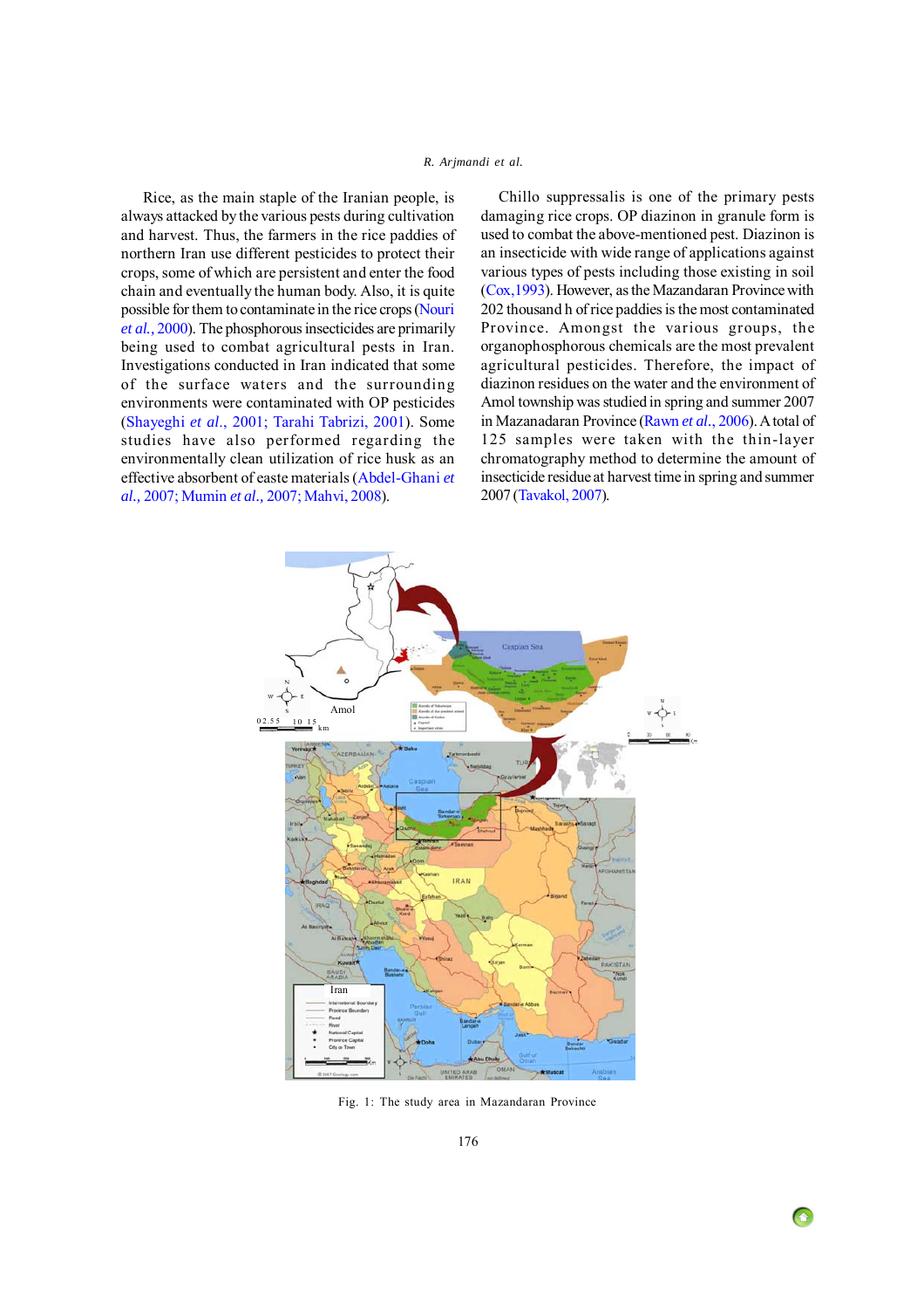Rice, as the main staple of the Iranian people, is always attacked by the various pests during cultivation and harvest. Thus, the farmers in the rice paddies of northern Iran use different pesticides to protect their crops, some of which are persistent and enter the food chain and eventually the human body. Also, it is quite possible for them to contaminate in the rice crops (Nouri *et al.,* 2000). The phosphorous insecticides are primarily being used to combat agricultural pests in Iran. Investigations conducted in Iran indicated that some of the surface waters and the surrounding environments were contaminated with OP pesticides (Shayeghi *et al*., 2001; Tarahi Tabrizi, 2001). Some studies have also performed regarding the environmentally clean utilization of rice husk as an effective absorbent of easte materials (Abdel-Ghani *et al.,* 2007; Mumin *et al.,* 2007; Mahvi, 2008).

Chillo suppressalis is one of the primary pests damaging rice crops. OP diazinon in granule form is used to combat the above-mentioned pest. Diazinon is an insecticide with wide range of applications against various types of pests including those existing in soil (Cox,1993). However, as the Mazandaran Province with 202 thousand h of rice paddies is the most contaminated Province. Amongst the various groups, the organophosphorous chemicals are the most prevalent agricultural pesticides. Therefore, the impact of diazinon residues on the water and the environment of Amol township was studied in spring and summer 2007 in Mazanadaran Province (Rawn *et al*., 2006). A total of 125 samples were taken with the thin-layer chromatography method to determine the amount of insecticide residue at harvest time in spring and summer 2007 (Tavakol, 2007).

Fig. 1: The study area in Mazandaran Province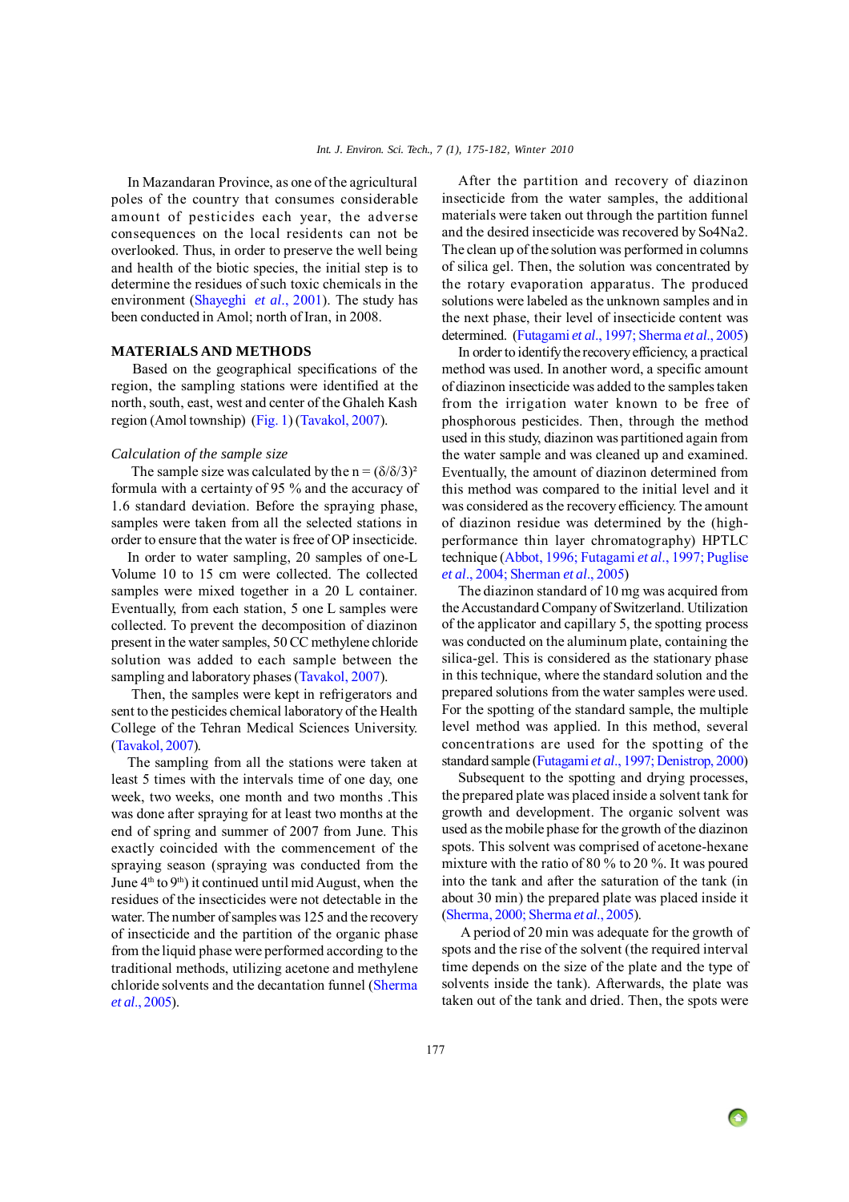In Mazandaran Province, as one of the agricultural poles of the country that consumes considerable amount of pesticides each year, the adverse consequences on the local residents can not be overlooked. Thus, in order to preserve the well being and health of the biotic species, the initial step is to determine the residues of such toxic chemicals in the environment (Shayeghi *et al*., 2001). The study has been conducted in Amol; north of Iran, in 2008.

## MATERIALS AND METHODS

Based on the geographical specifications of the region, the sampling stations were identified at the north, south, east, west and center of the Ghaleh Kash region (Amol township) (Fig. 1) (Tavakol, 2007).

### *Calculation of the sample size*

The sample size was calculated by the $n = (\delta/\delta/3)^2$ formula with a certainty of 95 % and the accuracy of 1.6 standard deviation. Before the spraying phase, samples were taken from all the selected stations in order to ensure that the water is free of OP insecticide.

In order to water sampling, 20 samples of one-L Volume 10 to 15 cm were collected. The collected samples were mixed together in a 20 L container. Eventually, from each station, 5 one L samples were collected. To prevent the decomposition of diazinon present in the water samples, 50 CC methylene chloride solution was added to each sample between the sampling and laboratory phases (Tavakol, 2007).

Then, the samples were kept in refrigerators and sent to the pesticides chemical laboratory of the Health College of the Tehran Medical Sciences University. (Tavakol, 2007).

The sampling from all the stations were taken at least 5 times with the intervals time of one day, one week, two weeks, one month and two months .This was done after spraying for at least two months at the end of spring and summer of 2007 from June. This exactly coincided with the commencement of the spraying season (spraying was conducted from the June 4th to 9th) it continued until mid August, when the residues of the insecticides were not detectable in the water. The number of samples was 125 and the recovery of insecticide and the partition of the organic phase from the liquid phase were performed according to the traditional methods, utilizing acetone and methylene chloride solvents and the decantation funnel (Sherma *et al*., 2005).

After the partition and recovery of diazinon insecticide from the water samples, the additional materials were taken out through the partition funnel and the desired insecticide was recovered by $So_4Na_2$. The clean up of the solution was performed in columns of silica gel. Then, the solution was concentrated by the rotary evaporation apparatus. The produced solutions were labeled as the unknown samples and in the next phase, their level of insecticide content was determined. (Futagami *et al*., 1997; Sherma *et al*., 2005)

In order to identify the recovery efficiency, a practical method was used. In another word, a specific amount of diazinon insecticide was added to a sample taken from the irrigation water known to be free of phosphorous pesticides. Then, through the method used in this study, diazinon was partitioned again from the water sample and was cleaned up and examined. Eventually, the amount of diazinon determined from this method was compared to the initial level and it was considered as the recovery efficiency. The amount of diazinon residue was determined by the (high-performance thin layer chromatography) HPTLC technique (Abbot, 1996; Futagami *et al*., 1997; Puglise *et al*., 2004; Sherman *et al*., 2005)

The diazinon standard of 10 mg was acquired from the Accustandard Company of Switzerland. Utilization of the applicator and capillary 5, the spotting process was conducted on the aluminum plate, containing the silica-gel. This is considered as the stationary phase in this technique, where the standard solution and the prepared solutions from the water samples were used. For the spotting of the standard sample, the multiple level method was applied. In this method, several concentrations are used for the spotting of the standard sample (Futagami *et al*., 1997; Denistrop, 2000)

Subsequent to the spotting and drying processes, the prepared plate was placed inside a solvent tank for growth and development. The organic solvent was used as the mobile phase for the growth of the diazinon spots. This solvent was comprised of acetone-hexane mixture with the ratio of 80 % to 20 %. It was poured into the tank and after the saturation of the tank (in about 30 min) the prepared plate was placed inside it (Sherma, 2000; Sherma *et al*., 2005).

A period of 20 min was adequate for the growth of spots and the rise of the solvent (the required interval time depends on the size of the plate and the type of solvents inside the tank). Afterwards, the plate was taken out of the tank and dried. Then, the spots were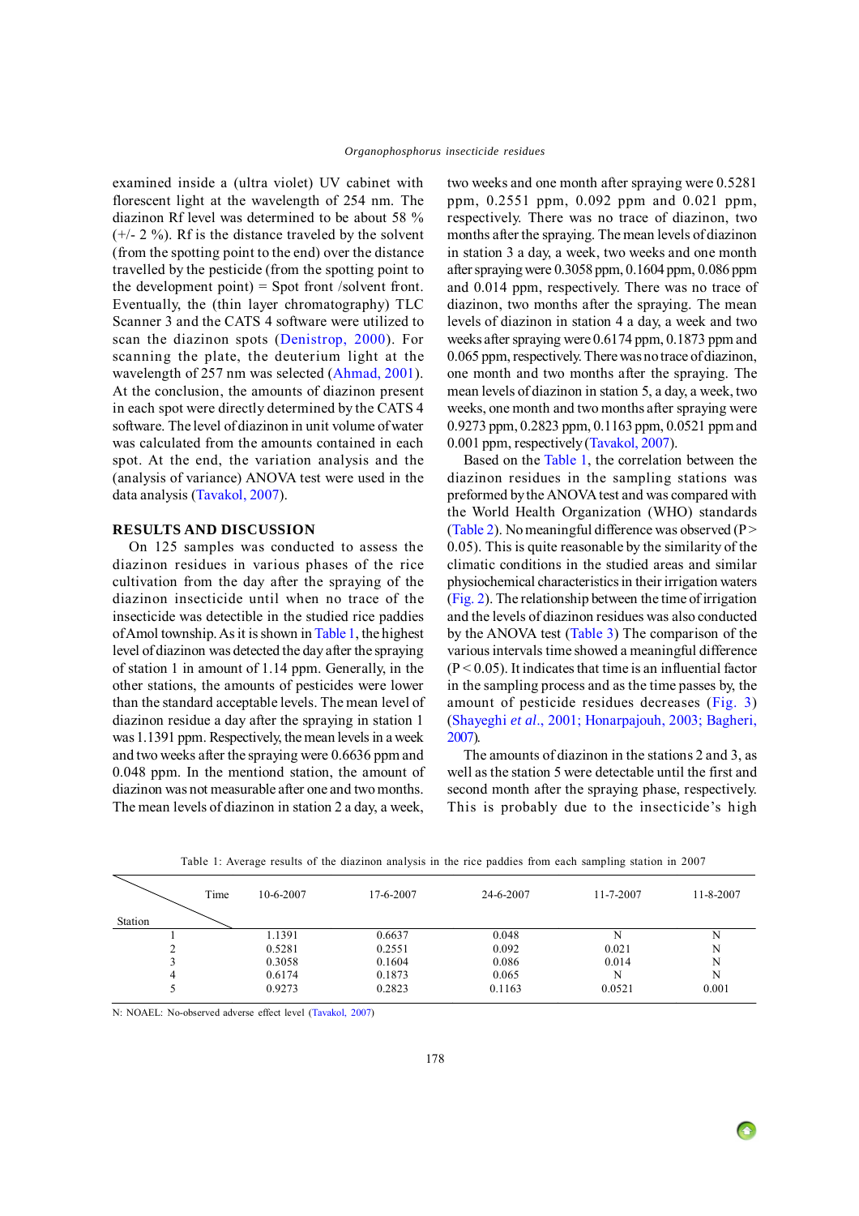examined inside a (ultra violet) UV cabinet with florescent light at the wavelength of 254 nm. The diazinon Rf level was determined to be about 58 % (+/- 2 %). Rf is the distance traveled by the solvent (from the spotting point to the end) over the distance travelled by the pesticide (from the spotting point to the development point) = Spot front /solvent front. Eventually, the (thin layer chromatography) TLC Scanner 3 and the CATS 4 software were utilized to scan the diazinon spots (Denistrop, 2000). For scanning the plate, the deuterium light at the wavelength of 257 nm was selected (Ahmad, 2001). At the conclusion, the amounts of diazinon present in each spot were directly determined by the CATS 4 software. The level of diazinon in unit volume of water was calculated from the amounts contained in each spot. At the end, the variation analysis and the (analysis of variance) ANOVA test were used in the data analysis (Tavakol, 2007).

## RESULTS AND DISCUSSION

On 125 samples was conducted to assess the diazinon residues in various phases of the rice cultivation from the day after the spraying of the diazinon insecticide until when no trace of the insecticide was detectible in the studied rice paddies of Amol township. As it is shown in Table 1, the highest level of diazinon was detected the day after the spraying of station 1 in amount of 1.14 ppm. Generally, in the other stations, the amounts of pesticides were lower than the standard acceptable levels. The mean level of diazinon residue a day after the spraying in station 1 was 1.1391 ppm. Respectively, the mean levels in a week and two weeks after the spraying were 0.6636 ppm and 0.048 ppm. In the mentiond station, the amount of diazinon was not measurable after one and two months. The mean levels of diazinon in station 2 a day, a week, two weeks and one month after spraying were 0.5281 ppm, 0.2551 ppm, 0.092 ppm and 0.021 ppm, respectively. There was no trace of diazinon, two months after the spraying. The mean levels of diazinon in station 3 a day, a week, two weeks and one month after spraying were 0.3058 ppm, 0.1604 ppm, 0.086 ppm and 0.014 ppm, respectively. There was no trace of diazinon, two months after the spraying. The mean levels of diazinon in station 4 a day, a week and two weeks after spraying were 0.6174 ppm, 0.1873 ppm and 0.065 ppm, respectively. There was no trace of diazinon, one month and two months after the spraying. The mean levels of diazinon in station 5, a day, a week, two weeks, one month and two months after spraying were 0.9273 ppm, 0.2823 ppm, 0.1163 ppm, 0.0521 ppm and 0.001 ppm, respectively (Tavakol, 2007).

Based on the Table 1, the correlation between the diazinon residues in the sampling stations was preformed by the ANOVA test and was compared with the World Health Organization (WHO) standards (Table 2). No meaningful difference was observed ($P > 0.05$). This is quite reasonable by the similarity of the climatic conditions in the studied areas and similar physiochemical characteristics in their irrigation waters (Fig. 2). The relationship between the time of irrigation and the levels of diazinon residues was also conducted by the ANOVA test (Table 3) The comparison of the various intervals time showed a meaningful difference ($P < 0.05$). It indicates that time is an influential factor in the sampling process and as the time passes by, the amount of pesticide residues decreases (Fig. 3) (Shayeghi *et al*., 2001; Honarpajouh, 2003; Bagheri, 2007).

The amounts of diazinon in the stations 2 and 3, as well as the station 5 were detectable until the first and second month after the spraying phase, respectively. This is probably due to the insecticide's high

Table 1: Average results of the diazinon analysis in the rice paddies from each sampling station in 2007

| Station \ Time | 10-6-2007 | 17-6-2007 | 24-6-2007 | 11-7-2007 | 11-8-2007 |
|---|---|---|---|---|---|
| 1 | 1.1391 | 0.6637 | 0.048 | N | N |
| 2 | 0.5281 | 0.2551 | 0.092 | 0.021 | N |
| 3 | 0.3058 | 0.1604 | 0.086 | 0.014 | N |
| 4 | 0.6174 | 0.1873 | 0.065 | N | N |
| 5 | 0.9273 | 0.2823 | 0.1163 | 0.0521 | 0.001 |

N: NOAEL: No-observed adverse effect level (Tavakol, 2007)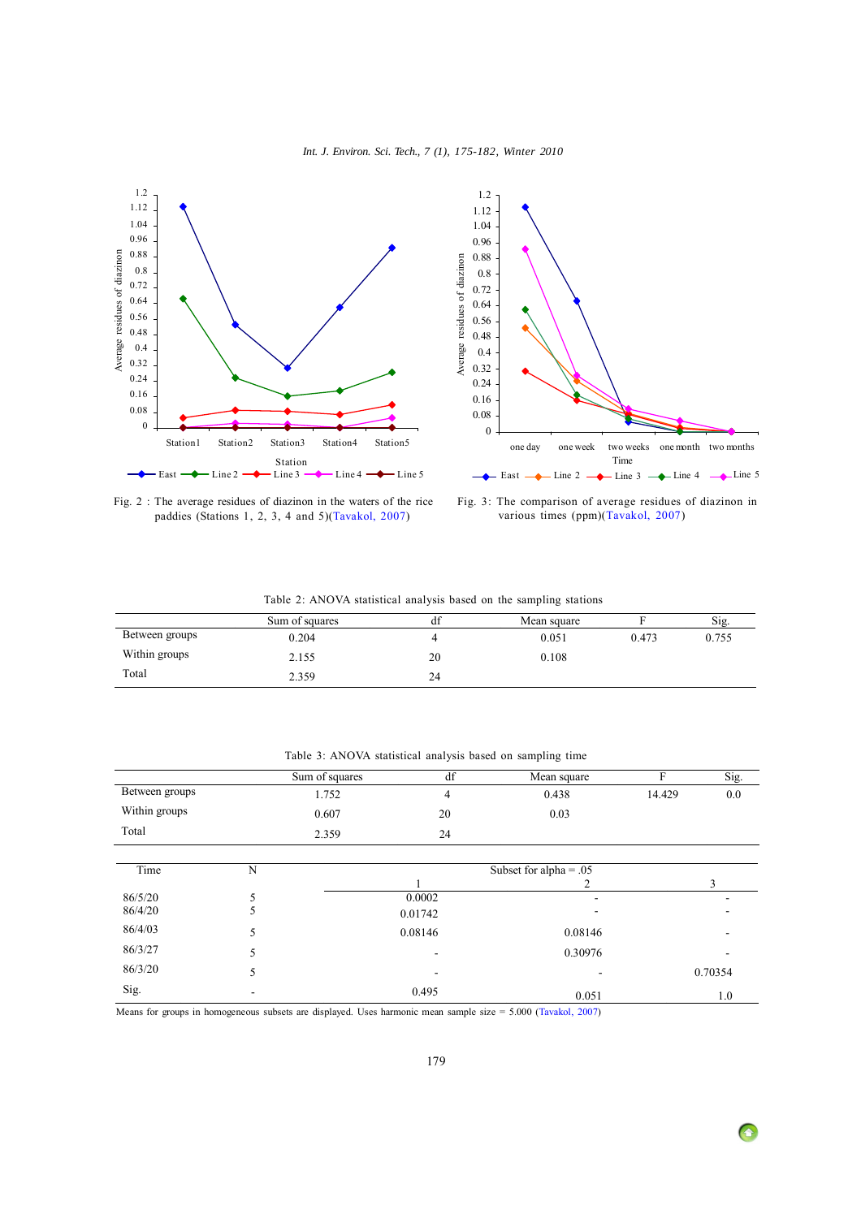Fig. 2 : The average residues of diazinon in the waters of the rice paddies (Stations 1, 2, 3, 4 and 5)(Tavakol, 2007)

Fig. 3: The comparison of average residues of diazinon in various times (ppm)(Tavakol, 2007)

Table 2: ANOVA statistical analysis based on the sampling stations

| | Sum of squares | df | Mean square | F | Sig. |
|---|---|---|---|---|---|
| Between groups | 0.204 | 4 | 0.051 | 0.473 | 0.755 |
| Within groups | 2.155 | 20 | 0.108 | | |
| Total | 2.359 | 24 | | | |

Table 3: ANOVA statistical analysis based on sampling time

| | Sum of squares | df | Mean square | F | Sig. |
|---|---|---|---|---|---|
| Between groups | 1.752 | 4 | 0.438 | 14.429 | 0.0 |
| Within groups | 0.607 | 20 | 0.03 | | |
| Total | 2.359 | 24 | | | |

| Time | N | Subset for alpha = .05 | | |
|---|---|---|---|---|
| | | 1 | 2 | 3 |
| 86/5/20 | 5 | 0.0002 | - | - |
| 86/4/20 | 5 | 0.01742 | - | - |
| 86/4/03 | 5 | 0.08146 | 0.08146 | - |
| 86/3/27 | 5 | - | 0.30976 | - |
| 86/3/20 | 5 | - | - | 0.70354 |
| Sig. | - | 0.495 | 0.051 | 1.0 |

Means for groups in homogeneous subsets are displayed. Uses harmonic mean sample size = 5.000 (Tavakol, 2007)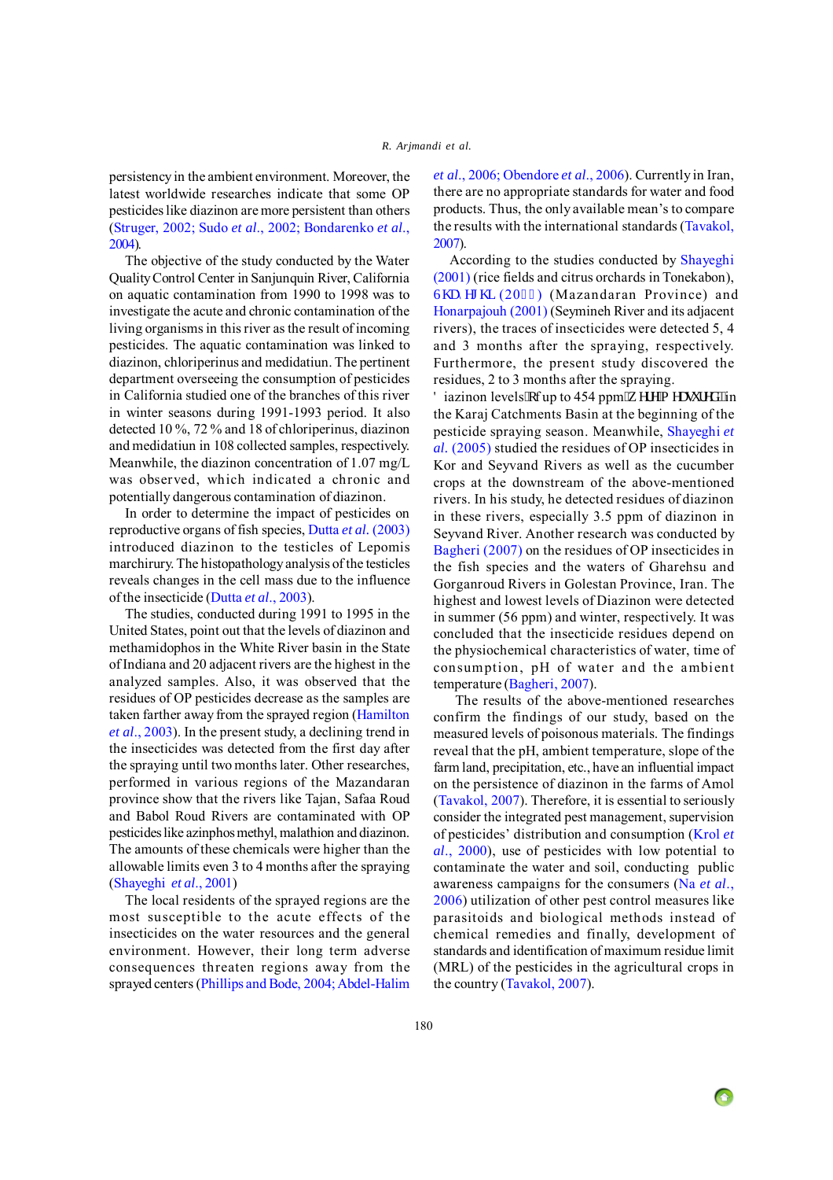persistency in the ambient environment. Moreover, the latest worldwide researches indicate that some OP pesticides like diazinon are more persistent than others (Struger, 2002; Sudo *et al*., 2002; Bondarenko *et al*., 2004).

The objective of the study conducted by the Water Quality Control Center in Sanjunquin River, California on aquatic contamination from 1990 to 1998 was to investigate the acute and chronic contamination of the living organisms in this river as the result of incoming pesticides. The aquatic contamination was linked to diazinon, chloriperinus and medidatiun. The pertinent department overseeing the consumption of pesticides in California studied one of the branches of this river in winter seasons during 1991-1993 period. It also detected 10 %, 72 % and 18 of chloriperinus, diazinon and medidatiun in 108 collected samples, respectively. Meanwhile, the diazinon concentration of 1.07 mg/L was observed, which indicated a chronic and potentially dangerous contamination of diazinon.

In order to determine the impact of pesticides on reproductive organs of fish species, Dutta *et al.* (2003) introduced diazinon to the testicles of Lepomis marchirury. The histopathology analysis of the testicles reveals changes in the cell mass due to the influence of the insecticide (Dutta *et al*., 2003).

The studies, conducted during 1991 to 1995 in the United States, point out that the levels of diazinon and methamidophos in the White River basin in the State of Indiana and 20 adjacent rivers are the highest in the analyzed samples. Also, it was observed that the residues of OP pesticides decrease as the samples are taken farther away from the sprayed region (Hamilton *et al*., 2003). In the present study, a declining trend in the insecticides was detected from the first day after the spraying until two months later. Other researches, performed in various regions of the Mazandaran province show that the rivers like Tajan, Safaa Roud and Babol Roud Rivers are contaminated with OP pesticides like azinphos methyl, malathion and diazinon. The amounts of these chemicals were higher than the allowable limits even 3 to 4 months after the spraying (Shayeghi *et al*., 2001)

The local residents of the sprayed regions are the most susceptible to the acute effects of the insecticides on the water resources and the general environment. However, their long term adverse consequences threaten regions away from the sprayed centers (Phillips and Bode, 2004; Abdel-Halim *et al*., 2006; Obendore *et al*., 2006). Currently in Iran, there are no appropriate standards for water and food products. Thus, the only available mean's to compare the results with the international standards (Tavakol, 2007).

According to the studies conducted by Shayeghi (2001) (rice fields and citrus orchards in Tonekabon), Shayeghi (20  ) (Mazandaran Province) and Honarpajouh (2001) (Seymineh River and its adjacent rivers), the traces of insecticides were detected 5, 4 and 3 months after the spraying, respectively. Furthermore, the present study discovered the residues, 2 to 3 months after the spraying. Diazinon levels of up to 454 ppm were measured in the Karaj Catchments Basin at the beginning of the pesticide spraying season. Meanwhile, Shayeghi *et al*. (2005) studied the residues of OP insecticides in Kor and Seyvand Rivers as well as the cucumber crops at the downstream of the above-mentioned rivers. In his study, he detected residues of diazinon in these rivers, especially 3.5 ppm of diazinon in Seyvand River. Another research was conducted by Bagheri (2007) on the residues of OP insecticides in the fish species and the waters of Gharehsu and Gorganroud Rivers in Golestan Province, Iran. The highest and lowest levels of Diazinon were detected in summer (56 ppm) and winter, respectively. It was concluded that the insecticide residues depend on the physiochemical characteristics of water, time of consumption, pH of water and the ambient temperature (Bagheri, 2007).

The results of the above-mentioned researches confirm the findings of our study, based on the measured levels of poisonous materials. The findings reveal that the pH, ambient temperature, slope of the farm land, precipitation, etc., have an influential impact on the persistence of diazinon in the farms of Amol (Tavakol, 2007). Therefore, it is essential to seriously consider the integrated pest management, supervision of pesticides' distribution and consumption (Krol *et al*., 2000), use of pesticides with low potential to contaminate the water and soil, conducting public awareness campaigns for the consumers (Na *et al*., 2006) utilization of other pest control measures like parasitoids and biological methods instead of chemical remedies and finally, development of standards and identification of maximum residue limit (MRL) of the pesticides in the agricultural crops in the country (Tavakol, 2007).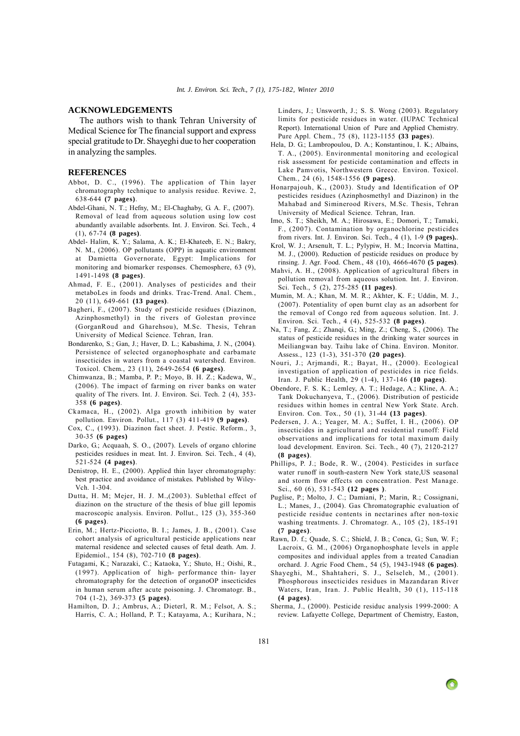## ACKNOWLEDGEMENTS

The authors wish to thank Tehran University of Medical Science for The financial support and express special gratitude to Dr. Shayeghi due to her cooperation in analyzing the samples.

## REFERENCES

Abbot, D. C., (1996). The application of Thin layer chromatography technique to analysis residue. Reviwe. 2, 638-644 **(7 pages)**.

Abdel-Ghani, N. T.; Hefny, M.; El-Chaghaby, G. A. F., (2007). Removal of lead from aqueous solution using low cost abundantly available adsorbents. Int. J. Environ. Sci. Tech., 4 (1), 67-74 **(8 pages)**.

Abdel- Halim, K. Y.; Salama, A. K.; El-Khateeb, E. N.; Bakry, N. M., (2006). OP pollutants (OPP) in aquatic environment at Damietta Governorate, Egypt: Implications for monitoring and biomarker responses. Chemosphere, 63 (9), 1491-1498 **(8 pages)**.

Ahmad, F. E., (2001). Analyses of pesticides and their metaboLes in foods and drinks. Trac-Trend. Anal. Chem., 20 (11), 649-661 **(13 pages)**.

Bagheri, F., (2007). Study of pesticide residues (Diazinon, Azinphosmethyl) in the rivers of Golestan province (GorganRoud and Gharehsou), M.Sc. Thesis, Tehran University of Medical Science. Tehran, Iran.

Bondarenko, S.; Gan, J.; Haver, D. L.; Kabashima, J. N., (2004). Persistence of selected organophosphate and carbamate insecticides in waters from a coastal watershed. Environ. Toxicol. Chem., 23 (11), 2649-2654 **(6 pages)**.

Chimwanza, B.; Mamba, P. P.; Moyo, B. H. Z.; Kadewa, W., (2006). The impact of farming on river banks on water quality of The rivers. Int. J. Environ. Sci. Tech. 2 (4), 353-358 **(6 pages)**.

Ckamaca, H., (2002). Alga growth inhibition by water pollution. Environ. Pollut., 117 (3) 411-419 **(9 pages)**.

Cox, C., (1993). Diazinon fact sheet. J. Pestic. Reform., 3, 30-35 **(6 pages)**

Darko, G.; Acquaah, S. O., (2007). Levels of organo chlorine pesticides residues in meat. Int. J. Environ. Sci. Tech., 4 (4), 521-524 **(4 pages)**.

Denistrop, H. E., (2000). Applied thin layer chromatography: best practice and avoidance of mistakes. Published by Wiley-Vch. 1-304.

Dutta, H. M; Mejer, H. J. M.,(2003). Sublethal effect of diazinon on the structure of the thesis of blue gill lepomis macroscopic analysis. Environ. Pollut., 125 (3), 355-360 **(6 pages)**.

Erin, M.; Hertz-Picciotto, B. I.; James, J. B., (2001). Case cohort analysis of agricultural pesticide applications near maternal residence and selected causes of fetal death. Am. J. Epidemiol., 154 (8), 702-710 **(8 pages)**.

Futagami, K.; Narazaki, C.; Kataoka, Y.; Shuto, H.; Oishi, R., (1997). Application of high- performance thin- layer chromatography for the detection of organoOP insecticides in human serum after acute poisoning. J. Chromatogr. B., 704 (1-2), 369-373 **(5 pages)**.

Hamilton, D. J.; Ambrus, A.; Dieterl, R. M.; Felsot, A. S.; Harris, C. A.; Holland, P. T.; Katayama, A.; Kurihara, N.; Linders, J.; Unsworth, J.; S. S. Wong (2003). Regulatory limits for pesticide residues in water. (IUPAC Technical Report). International Union of Pure and Applied Chemistry. Pure Appl. Chem., 75 (8), 1123-1155 **(33 pages)**.

Hela, D. G.; Lambropoulou, D. A.; Konstantinou, I. K.; Albains, T. A., (2005). Environmental monitoring and ecological risk assessment for pesticide contamination and effects in Lake Pamvotis, Northwestern Greece. Environ. Toxicol. Chem., 24 (6), 1548-1556 **(9 pages)**.

Honarpajouh, K., (2003). Study and Identification of OP pesticides residues (Azinphosmethyl and Diazinon) in the Mahabad and Siminerood Rivers, M.Sc. Thesis, Tehran University of Medical Science. Tehran, Iran.

Imo, S. T.; Sheikh, M. A.; Hirosawa, E.; Domori, T.; Tamaki, F., (2007). Contamination by organochlorine pesticides from rivers. Int. J. Environ. Sci. Tech., 4 (1), 1-9 **(9 pages).**.

Krol, W. J.; Arsenult, T. L.; Pylypiw, H. M.; Incorvia Mattina, M. J., (2000). Reduction of pesticide residues on produce by rinsing. J. Agr. Food. Chem., 48 (10), 4666-4670 **(5 pages)**.

Mahvi, A. H., (2008). Application of agricultural fibers in pollution removal from aqueous solution. Int. J. Environ. Sci. Tech., 5 (2), 275-285 **(11 pages)**.

Mumin, M. A.; Khan, M. M. R.; Akhter, K. F.; Uddin, M. J., (2007). Potentiality of open burnt clay as an adsorbent for the removal of Congo red from aqueous solution. Int. J. Environ. Sci. Tech., 4 (4), 525-532 **(8 pages)**.

Na, T.; Fang, Z.; Zhanqi, G.; Ming, Z.; Cheng, S., (2006). The status of pesticide residues in the drinking water sources in Meiliangwan bay. Taihu lake of China. Environ. Monitor. Assess., 123 (1-3), 351-370 **(20 pages)**.

Nouri, J.; Arjmandi, R.; Bayat, H., (2000). Ecological investigation of application of pesticides in rice fields. Iran. J. Public Health, 29 (1-4), 137-146 **(10 pages)**.

Obendore, F. S. K.; Lemley, A. T.; Hedage, A.; Kline, A. A.; Tank Dokuchanyeva, T., (2006). Distribution of pesticide residues within homes in central New York State. Arch. Environ. Con. Tox., 50 (1), 31-44 **(13 pages)**.

Pedersen, J. A.; Yeager, M. A.; Suffet, I. H., (2006). OP insecticides in agricultural and residential runoff: Field observations and implications for total maximum daily load development. Environ. Sci. Tech., 40 (7), 2120-2127 **(8 pages)**.

Phillips, P. J.; Bode, R. W., (2004). Pesticides in surface water runoff in south-eastern New York state,US seasonal and storm flow effects on concentration. Pest Manage. Sci., 60 (6), 531-543 **(12 pages )**.

Puglise, P.; Molto, J. C.; Damiani, P.; Marin, R.; Cossignani, L.; Manes, J., (2004). Gas Chromatographic evaluation of pesticide residue contents in nectarines after non-toxic washing treatments. J. Chromatogr. A., 105 (2), 185-191 **(7 pages)**.

Rawn, D. f.; Quade, S. C.; Shield, J. B.; Conca, G.; Sun, W. F.; Lacroix, G. M., (2006) Organophosphate levels in apple composites and individual apples from a treated Canadian orchard. J. Agric Food Chem., 54 (5), 1943-1948 **(6 pages)**.

Shayeghi, M., Shahtaheri, S. J., Selseleh, M., (2001). Phosphorous insecticides residues in Mazandaran River Waters, Iran, Iran. J. Public Health, 30 (1), 115-118 **(4 pages)**.

Sherma, J., (2000). Pesticide residuc analysis 1999-2000: A review. Lafayette College, Department of Chemistry, Easton,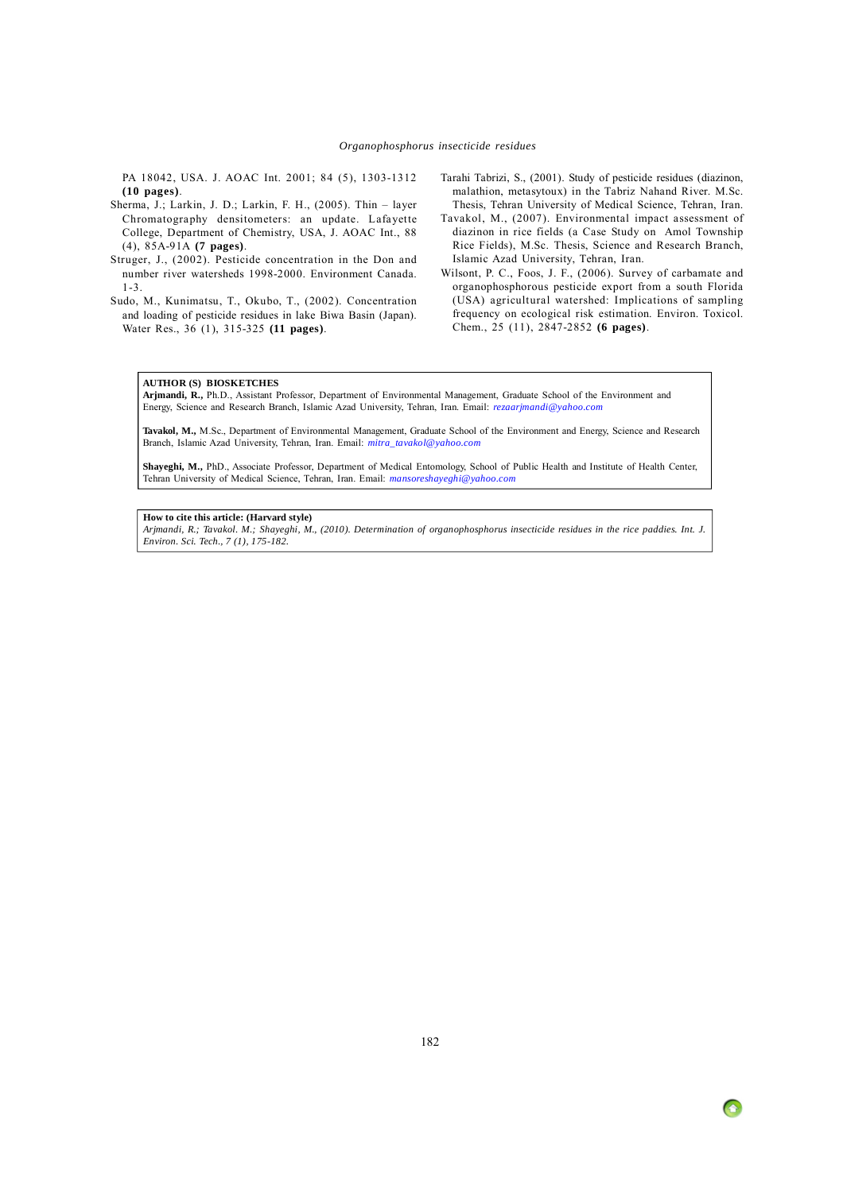PA 18042, USA. J. AOAC Int. 2001; 84 (5), 1303-1312 **(10 pages)**.

Sherma, J.; Larkin, J. D.; Larkin, F. H., (2005). Thin – layer Chromatography densitometers: an update. Lafayette College, Department of Chemistry, USA, J. AOAC Int., 88 (4), 85A-91A **(7 pages)**.

Struger, J., (2002). Pesticide concentration in the Don and number river watersheds 1998-2000. Environment Canada. 1-3.

Sudo, M., Kunimatsu, T., Okubo, T., (2002). Concentration and loading of pesticide residues in lake Biwa Basin (Japan). Water Res., 36 (1), 315-325 **(11 pages)**.

Tarahi Tabrizi, S., (2001). Study of pesticide residues (diazinon, malathion, metasytoux) in the Tabriz Nahand River. M.Sc. Thesis, Tehran University of Medical Science, Tehran, Iran.

Tavakol, M., (2007). Environmental impact assessment of diazinon in rice fields (a Case Study on Amol Township Rice Fields), M.Sc. Thesis, Science and Research Branch, Islamic Azad University, Tehran, Iran.

Wilsont, P. C., Foos, J. F., (2006). Survey of carbamate and organophosphorous pesticide export from a south Florida (USA) agricultural watershed: Implications of sampling frequency on ecological risk estimation. Environ. Toxicol. Chem., 25 (11), 2847-2852 **(6 pages)**.

**AUTHOR (S) BIOSKETCHES**

**Arjmandi, R.,** Ph.D., Assistant Professor, Department of Environmental Management, Graduate School of the Environment and Energy, Science and Research Branch, Islamic Azad University, Tehran, Iran. Email: *rezaarjmandi@yahoo.com*

**Tavakol, M.,** M.Sc., Department of Environmental Management, Graduate School of the Environment and Energy, Science and Research Branch, Islamic Azad University, Tehran, Iran. Email: *mitra_tavakol@yahoo.com*

**Shayeghi, M.,** PhD., Associate Professor, Department of Medical Entomology, School of Public Health and Institute of Health Center, Tehran University of Medical Science, Tehran, Iran. Email: *mansoreshayeghi@yahoo.com*

**How to cite this article: (Harvard style)**

*Arjmandi, R.; Tavakol. M.; Shayeghi, M., (2010). Determination of organophosphorus insecticide residues in the rice paddies. Int. J. Environ. Sci. Tech., 7 (1), 175-182.*